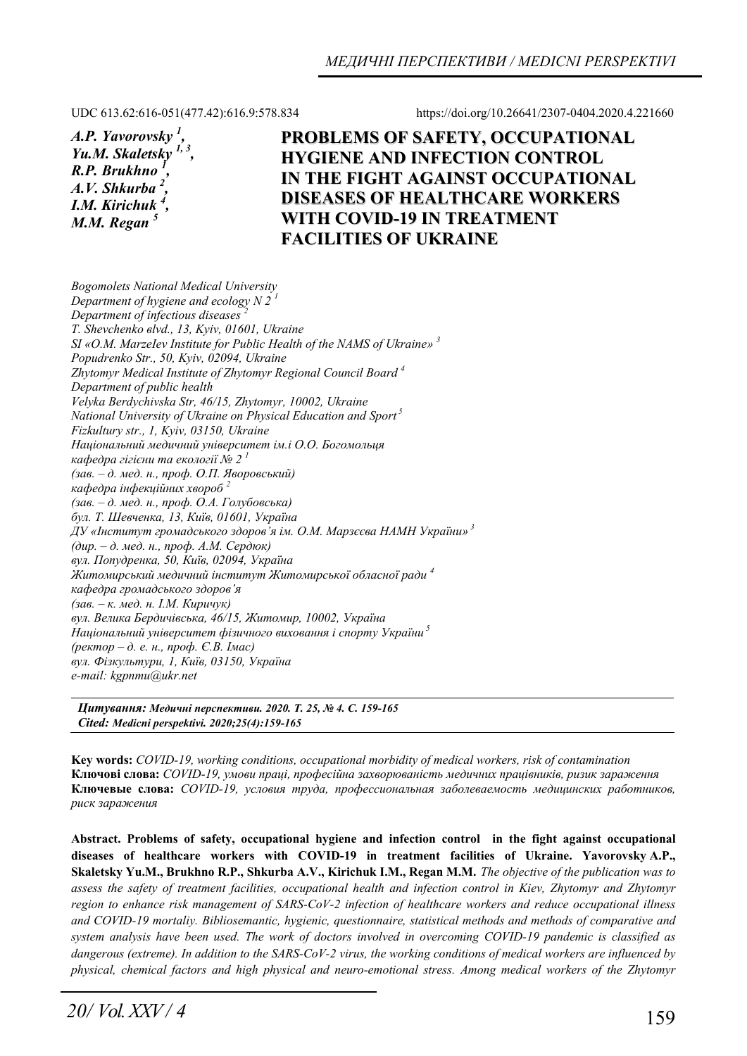UDC 613.62:616-051(477.42):616.9:578.834 https://doi.org/10.26641/2307-0404.2020.4.221660

***A.P. Yavorovsky [1], Yu.M. Skaletsky [1, 3], R.P. Brukhno [1], A.V. Shkurba [2], I.M. Kirichuk [4], M.M. Regan [5]***

# PROBLEMS OF SAFETY, OCCUPATIONAL HYGIENE AND INFECTION CONTROL IN THE FIGHT AGAINST OCCUPATIONAL DISEASES OF HEALTHCARE WORKERS WITH COVID-19 IN TREATMENT FACILITIES OF UKRAINE

*Bogomolets National Medical University*
*Department of hygiene and ecology N 2 [1]*
*Department of infectious diseases [2]*
*T. Shevchenko вlvd., 13, Kyiv, 01601, Ukraine*
*SI «O.M. MarzeIev Institute for Public Health of the NAMS of Ukraine» [3]*
*Popudrenko Str., 50, Kyiv, 02094, Ukraine*
*Zhytomyr Medical Institute of Zhytomyr Regional Council Board [4]*
*Department of public health*
*Velyka Berdychivska Str, 46/15, Zhytomyr, 10002, Ukraine*
*National University of Ukraine on Physical Education and Sport [5]*
*Fizkultury str., 1, Kyiv, 03150, Ukraine*
*Національний медичний університет ім.і О.О. Богомольця*
*кафедра гігієни та екології № 2 [1]*
*(зав. – д. мед. н., проф. О.П. Яворовський)*
*кафедра інфекційних хвороб [2]*
*(зав. – д. мед. н., проф. О.А. Голубовська)*
*бул. Т. Шевченка, 13, Київ, 01601, Україна*
*ДУ «Інститут громадського здоров'я ім. О.М. Марзєєва НАМН України» [3]*
*(дир. – д. мед. н., проф. А.М. Сердюк)*
*вул. Попудренка, 50, Київ, 02094, Україна*
*Житомирський медичний інститут Житомирської обласної ради [4]*
*кафедра громадського здоров'я*
*(зав. – к. мед. н. І.М. Киричук)*
*вул. Велика Бердичівська, 46/15, Житомир, 10002, Україна*
*Національний університет фізичного виховання і спорту України [5]*
*(ректор – д. е. н., проф. Є.В. Імас)*
*вул. Фізкультури, 1, Київ, 03150, Україна*
*e-mail: kgpnmu@ukr.net*

***Цитування: Медичні перспективи. 2020. Т. 25, № 4. С. 159-165***
***Cited: Medicni perspektivi. 2020;25(4):159-165***

**Key words:** *COVID-19, working conditions, occupational morbidity of medical workers, risk of contamination*
**Ключові слова:** *COVID-19, умови праці, професійна захворюваність медичних працівників, ризик зараження*
**Ключевые слова:** *COVID-19, условия труда, профессиональная заболеваемость медицинских работников, риск заражения*

**Abstract. Problems of safety, occupational hygiene and infection control in the fight against occupational diseases of healthcare workers with COVID-19 in treatment facilities of Ukraine. Yavorovsky A.P., Skaletsky Yu.M., Brukhno R.P., Shkurba A.V., Kirichuk I.M., Regan M.M.** *The objective of the publication was to assess the safety of treatment facilities, occupational health and infection control in Kiev, Zhytomyr and Zhytomyr region to enhance risk management of SARS-CoV-2 infection of healthcare workers and reduce occupational illness and COVID-19 mortaliy. Bibliosemantic, hygienic, questionnaire, statistical methods and methods of comparative and system analysis have been used. The work of doctors involved in overcoming COVID-19 pandemic is classified as dangerous (extreme). In addition to the SARS-CoV-2 virus, the working conditions of medical workers are influenced by physical, chemical factors and high physical and neuro-emotional stress. Among medical workers of the Zhytomyr*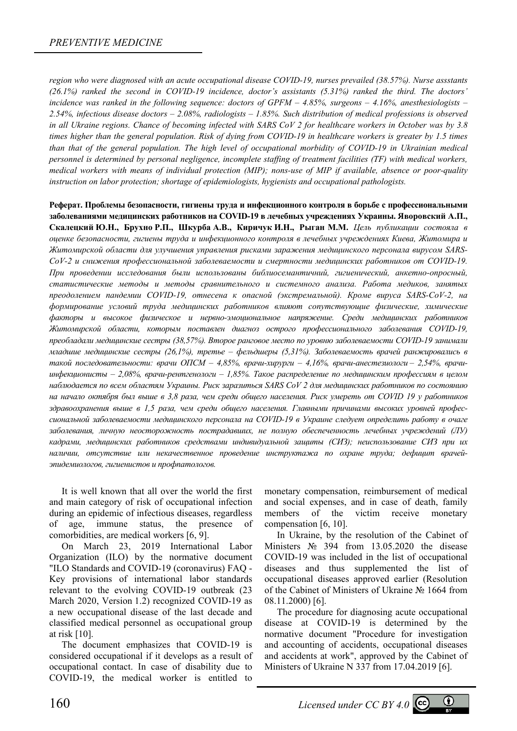*region who were diagnosed with an acute occupational disease COVID-19, nurses prevailed (38.57%). Nurse assstants (26.1%) ranked the second in COVID-19 incidence, doctor's assistants (5.31%) ranked the third. The doctors' incidence was ranked in the following sequence: doctors of GPFM – 4.85%, surgeons – 4.16%, anesthesiologists – 2.54%, infectious disease doctors – 2.08%, radiologists – 1.85%. Such distribution of medical professions is observed in all Ukraine regions. Chance of becoming infected with SARS CoV 2 for healthcare workers in October was by 3.8 times higher than the general population. Risk of dying from COVID-19 in healthcare workers is greater by 1.5 times than that of the general population. The high level of occupational morbidity of COVID-19 in Ukrainian medical personnel is determined by personal negligence, incomplete staffing of treatment facilities (TF) with medical workers, medical workers with means of individual protection (MIP); nons-use of MIP if available, absence or poor-quality instruction on labor protection; shortage of epidemiologists, hygienists and occupational pathologists.*

**Реферат. Проблемы безопасности, гигиены труда и инфекционного контроля в борьбе с профессиональными заболеваниями медицинских работников на COVID-19 в лечебных учреждениях Украины. Яворовский А.П., Скалецкий Ю.Н., Брухно Р.П., Шкурба А.В., Киричук И.Н., Рыган М.М.** *Цель публикации состояла в оценке безопасности, гигиены труда и инфекционного контроля в лечебных учреждениях Киева, Житомира и Житомирской области для улучшения управления рисками заражения медицинского персонала вирусом SARS-CoV-2 и снижения профессиональной заболеваемости и смертности медицинских работников от COVID-19. При проведении исследования были использованы библиосемантичний, гигиенический, анкетно-опросный, статистические методы и методы сравнительного и системного анализа. Работа медиков, занятых преодолением пандемии COVID-19, отнесена к опасной (экстремальной). Кроме вируса SARS-CoV-2, на формирование условий труда медицинских работников влияют сопутствующие физические, химические факторы и высокое физическое и нервно-эмоциональное напряжение. Среди медицинских работников Житомирской области, которым поставлен диагноз острого профессионального заболевания COVID-19, преобладали медицинские сестры (38,57%). Второе ранговое место по уровню заболеваемости COVID-19 занимали младшие медицинские сестры (26,1%), третье – фельдшеры (5,31%). Заболеваемость врачей ранжировались в такой последовательности: врачи ОПСМ – 4,85%, врачи-хирурги – 4,16%, врачи-анестезиологи – 2,54%, врачи-инфекционисты – 2,08%, врачи-рентгенологи – 1,85%. Такое распределение по медицинским профессиям в целом наблюдается по всем областям Украины. Риск заразиться SARS CoV 2 для медицинских работников по состоянию на начало октября был выше в 3,8 раза, чем среди общего населения. Риск умереть от COVID 19 у работников здравоохранения выше в 1,5 раза, чем среди общего населения. Главными причинами высоких уровней профессиональной заболеваемости медицинского персонала на COVID-19 в Украине следует определить работу в очаге заболевания, личную неосторожность пострадавших, не полную обеспеченность лечебных учреждений (ЛУ) кадрами, медицинских работников средствами индивидуальной защиты (СИЗ); неиспользование СИЗ при их наличии, отсутствие или некачественное проведение инструктажа по охране труда; дефицит врачей-эпидемиологов, гигиенистов и профпатологов.*

It is well known that all over the world the first and main category of risk of occupational infection during an epidemic of infectious diseases, regardless of age, immune status, the presence of comorbidities, are medical workers [6, 9].

On March 23, 2019 International Labor Organization (ILO) by the normative document "ILO Standards and COVID-19 (coronavirus) FAQ - Key provisions of international labor standards relevant to the evolving COVID-19 outbreak (23 March 2020, Version 1.2) recognized COVID-19 as a new occupational disease of the last decade and classified medical personnel as occupational group at risk [10].

The document emphasizes that COVID-19 is considered occupational if it develops as a result of occupational contact. In case of disability due to COVID-19, the medical worker is entitled to monetary compensation, reimbursement of medical and social expenses, and in case of death, family members of the victim receive monetary compensation [6, 10].

In Ukraine, by the resolution of the Cabinet of Ministers № 394 from 13.05.2020 the disease COVID-19 was included in the list of occupational diseases and thus supplemented the list of occupational diseases approved earlier (Resolution of the Cabinet of Ministers of Ukraine № 1664 from 08.11.2000) [6].

The procedure for diagnosing acute occupational disease at COVID-19 is determined by the normative document "Procedure for investigation and accounting of accidents, occupational diseases and accidents at work", approved by the Cabinet of Ministers of Ukraine N 337 from 17.04.2019 [6].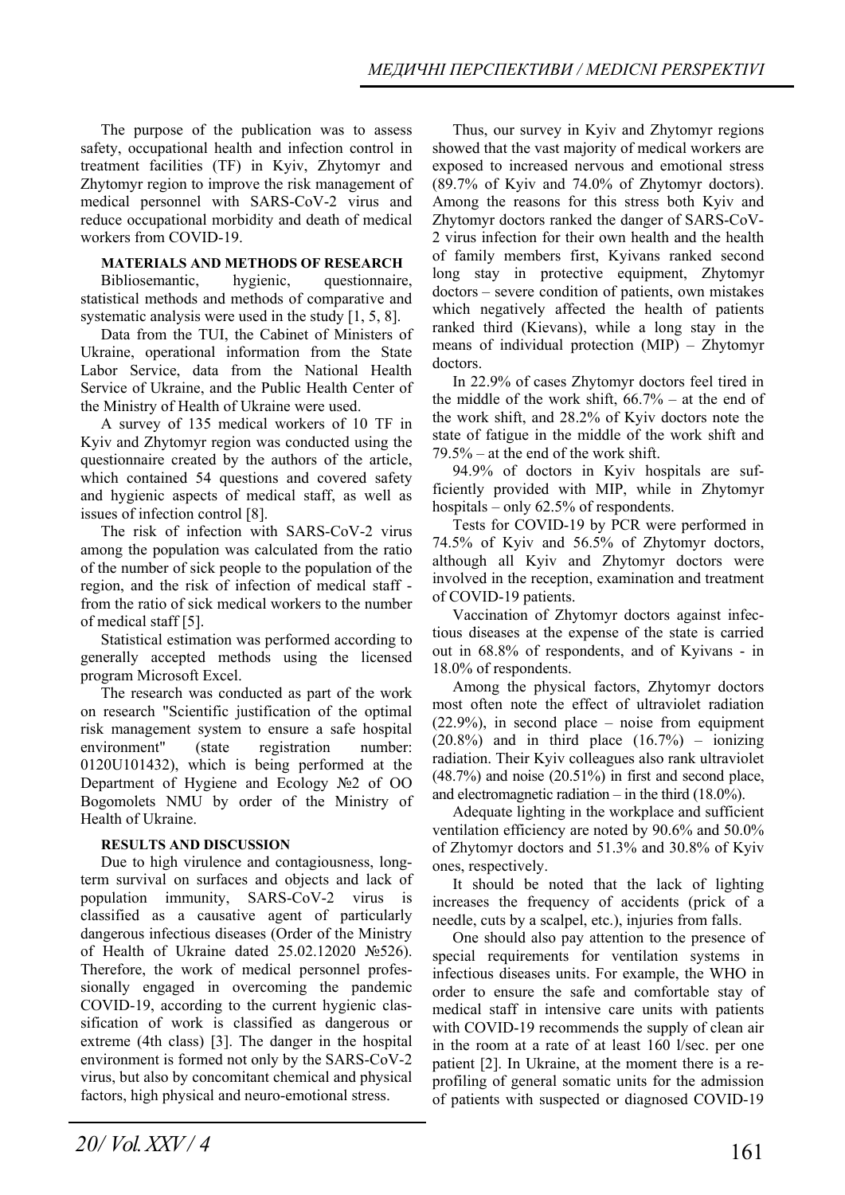The purpose of the publication was to assess safety, occupational health and infection control in treatment facilities (TF) in Kyiv, Zhytomyr and Zhytomyr region to improve the risk management of medical personnel with SARS-CoV-2 virus and reduce occupational morbidity and death of medical workers from COVID-19.

**MATERIALS AND METHODS OF RESEARCH**

Bibliosemantic, hygienic, questionnaire, statistical methods and methods of comparative and systematic analysis were used in the study [1, 5, 8].

Data from the TUI, the Cabinet of Ministers of Ukraine, operational information from the State Labor Service, data from the National Health Service of Ukraine, and the Public Health Center of the Ministry of Health of Ukraine were used.

A survey of 135 medical workers of 10 TF in Kyiv and Zhytomyr region was conducted using the questionnaire created by the authors of the article, which contained 54 questions and covered safety and hygienic aspects of medical staff, as well as issues of infection control [8].

The risk of infection with SARS-CoV-2 virus among the population was calculated from the ratio of the number of sick people to the population of the region, and the risk of infection of medical staff - from the ratio of sick medical workers to the number of medical staff [5].

Statistical estimation was performed according to generally accepted methods using the licensed program Microsoft Excel.

The research was conducted as part of the work on research "Scientific justification of the optimal risk management system to ensure a safe hospital environment" (state registration number: 0120U101432), which is being performed at the Department of Hygiene and Ecology №2 of OO Bogomolets NMU by order of the Ministry of Health of Ukraine.

**RESULTS AND DISCUSSION**

Due to high virulence and contagiousness, long-term survival on surfaces and objects and lack of population immunity, SARS-CoV-2 virus is classified as a causative agent of particularly dangerous infectious diseases (Order of the Ministry of Health of Ukraine dated 25.02.12020 №526). Therefore, the work of medical personnel professionally engaged in overcoming the pandemic COVID-19, according to the current hygienic classification of work is classified as dangerous or extreme (4th class) [3]. The danger in the hospital environment is formed not only by the SARS-CoV-2 virus, but also by concomitant chemical and physical factors, high physical and neuro-emotional stress.

Thus, our survey in Kyiv and Zhytomyr regions showed that the vast majority of medical workers are exposed to increased nervous and emotional stress (89.7% of Kyiv and 74.0% of Zhytomyr doctors). Among the reasons for this stress both Kyiv and Zhytomyr doctors ranked the danger of SARS-CoV-2 virus infection for their own health and the health of family members first, Kyivans ranked second long stay in protective equipment, Zhytomyr doctors – severe condition of patients, own mistakes which negatively affected the health of patients ranked third (Kievans), while a long stay in the means of individual protection (MIP) – Zhytomyr doctors.

In 22.9% of cases Zhytomyr doctors feel tired in the middle of the work shift, 66.7% – at the end of the work shift, and 28.2% of Kyiv doctors note the state of fatigue in the middle of the work shift and 79.5% – at the end of the work shift.

94.9% of doctors in Kyiv hospitals are sufficiently provided with MIP, while in Zhytomyr hospitals – only 62.5% of respondents.

Tests for COVID-19 by PCR were performed in 74.5% of Kyiv and 56.5% of Zhytomyr doctors, although all Kyiv and Zhytomyr doctors were involved in the reception, examination and treatment of COVID-19 patients.

Vaccination of Zhytomyr doctors against infectious diseases at the expense of the state is carried out in 68.8% of respondents, and of Kyivans - in 18.0% of respondents.

Among the physical factors, Zhytomyr doctors most often note the effect of ultraviolet radiation (22.9%), in second place – noise from equipment (20.8%) and in third place (16.7%) – ionizing radiation. Their Kyiv colleagues also rank ultraviolet (48.7%) and noise (20.51%) in first and second place, and electromagnetic radiation – in the third (18.0%).

Adequate lighting in the workplace and sufficient ventilation efficiency are noted by 90.6% and 50.0% of Zhytomyr doctors and 51.3% and 30.8% of Kyiv ones, respectively.

It should be noted that the lack of lighting increases the frequency of accidents (prick of a needle, cuts by a scalpel, etc.), injuries from falls.

One should also pay attention to the presence of special requirements for ventilation systems in infectious diseases units. For example, the WHO in order to ensure the safe and comfortable stay of medical staff in intensive care units with patients with COVID-19 recommends the supply of clean air in the room at a rate of at least 160 l/sec. per one patient [2]. In Ukraine, at the moment there is a re-profiling of general somatic units for the admission of patients with suspected or diagnosed COVID-19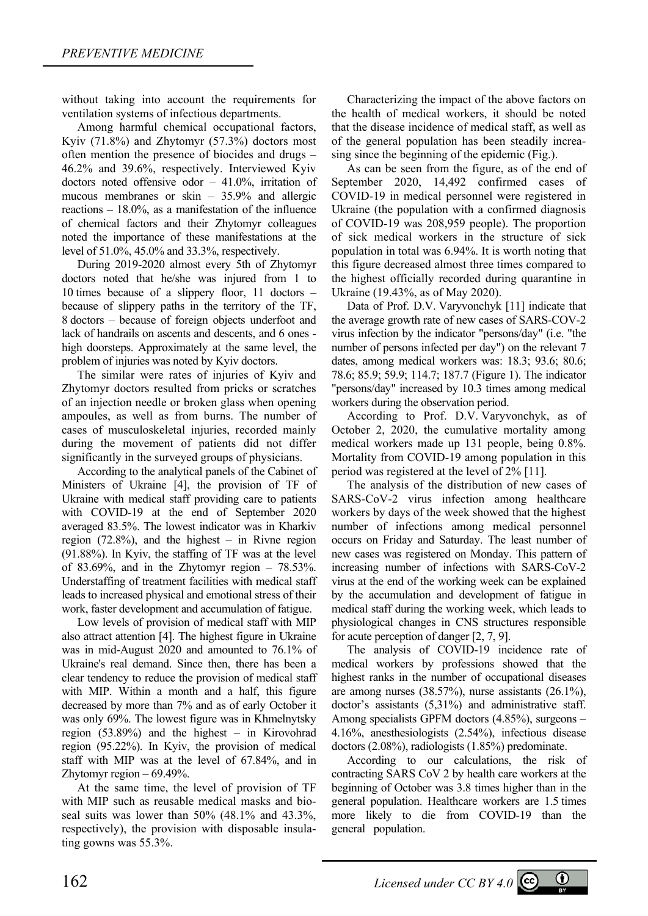without taking into account the requirements for ventilation systems of infectious departments.

Among harmful chemical occupational factors, Kyiv (71.8%) and Zhytomyr (57.3%) doctors most often mention the presence of biocides and drugs – 46.2% and 39.6%, respectively. Interviewed Kyiv doctors noted offensive odor – 41.0%, irritation of mucous membranes or skin – 35.9% and allergic reactions – 18.0%, as a manifestation of the influence of chemical factors and their Zhytomyr colleagues noted the importance of these manifestations at the level of 51.0%, 45.0% and 33.3%, respectively.

During 2019-2020 almost every 5th of Zhytomyr doctors noted that he/she was injured from 1 to 10 times because of a slippery floor, 11 doctors – because of slippery paths in the territory of the TF, 8 doctors – because of foreign objects underfoot and lack of handrails on ascents and descents, and 6 ones - high doorsteps. Approximately at the same level, the problem of injuries was noted by Kyiv doctors.

The similar were rates of injuries of Kyiv and Zhytomyr doctors resulted from pricks or scratches of an injection needle or broken glass when opening ampoules, as well as from burns. The number of cases of musculoskeletal injuries, recorded mainly during the movement of patients did not differ significantly in the surveyed groups of physicians.

According to the analytical panels of the Cabinet of Ministers of Ukraine [4], the provision of TF of Ukraine with medical staff providing care to patients with COVID-19 at the end of September 2020 averaged 83.5%. The lowest indicator was in Kharkiv region (72.8%), and the highest – in Rivne region (91.88%). In Kyiv, the staffing of TF was at the level of 83.69%, and in the Zhytomyr region – 78.53%. Understaffing of treatment facilities with medical staff leads to increased physical and emotional stress of their work, faster development and accumulation of fatigue.

Low levels of provision of medical staff with MIP also attract attention [4]. The highest figure in Ukraine was in mid-August 2020 and amounted to 76.1% of Ukraine's real demand. Since then, there has been a clear tendency to reduce the provision of medical staff with MIP. Within a month and a half, this figure decreased by more than 7% and as of early October it was only 69%. The lowest figure was in Khmelnytsky region (53.89%) and the highest – in Kirovohrad region (95.22%). In Kyiv, the provision of medical staff with MIP was at the level of 67.84%, and in Zhytomyr region – 69.49%.

At the same time, the level of provision of TF with MIP such as reusable medical masks and bioseal suits was lower than 50% (48.1% and 43.3%, respectively), the provision with disposable insulating gowns was 55.3%.

Characterizing the impact of the above factors on the health of medical workers, it should be noted that the disease incidence of medical staff, as well as of the general population has been steadily increasing since the beginning of the epidemic (Fig.).

As can be seen from the figure, as of the end of September 2020, 14,492 confirmed cases of COVID-19 in medical personnel were registered in Ukraine (the population with a confirmed diagnosis of COVID-19 was 208,959 people). The proportion of sick medical workers in the structure of sick population in total was 6.94%. It is worth noting that this figure decreased almost three times compared to the highest officially recorded during quarantine in Ukraine (19.43%, as of May 2020).

Data of Prof. D.V. Varyvonchyk [11] indicate that the average growth rate of new cases of SARS-COV-2 virus infection by the indicator "persons/day" (i.e. "the number of persons infected per day") on the relevant 7 dates, among medical workers was: 18.3; 93.6; 80.6; 78.6; 85.9; 59.9; 114.7; 187.7 (Figure 1). The indicator "persons/day" increased by 10.3 times among medical workers during the observation period.

According to Prof. D.V. Varyvonchyk, as of October 2, 2020, the cumulative mortality among medical workers made up 131 people, being 0.8%. Mortality from COVID-19 among population in this period was registered at the level of 2% [11].

The analysis of the distribution of new cases of SARS-CoV-2 virus infection among healthcare workers by days of the week showed that the highest number of infections among medical personnel occurs on Friday and Saturday. The least number of new cases was registered on Monday. This pattern of increasing number of infections with SARS-CoV-2 virus at the end of the working week can be explained by the accumulation and development of fatigue in medical staff during the working week, which leads to physiological changes in CNS structures responsible for acute perception of danger [2, 7, 9].

The analysis of COVID-19 incidence rate of medical workers by professions showed that the highest ranks in the number of occupational diseases are among nurses (38.57%), nurse assistants (26.1%), doctor's assistants (5,31%) and administrative staff. Among specialists GPFM doctors (4.85%), surgeons – 4.16%, anesthesiologists (2.54%), infectious disease doctors (2.08%), radiologists (1.85%) predominate.

According to our calculations, the risk of contracting SARS CoV 2 by health care workers at the beginning of October was 3.8 times higher than in the general population. Healthcare workers are 1.5 times more likely to die from COVID-19 than the general population.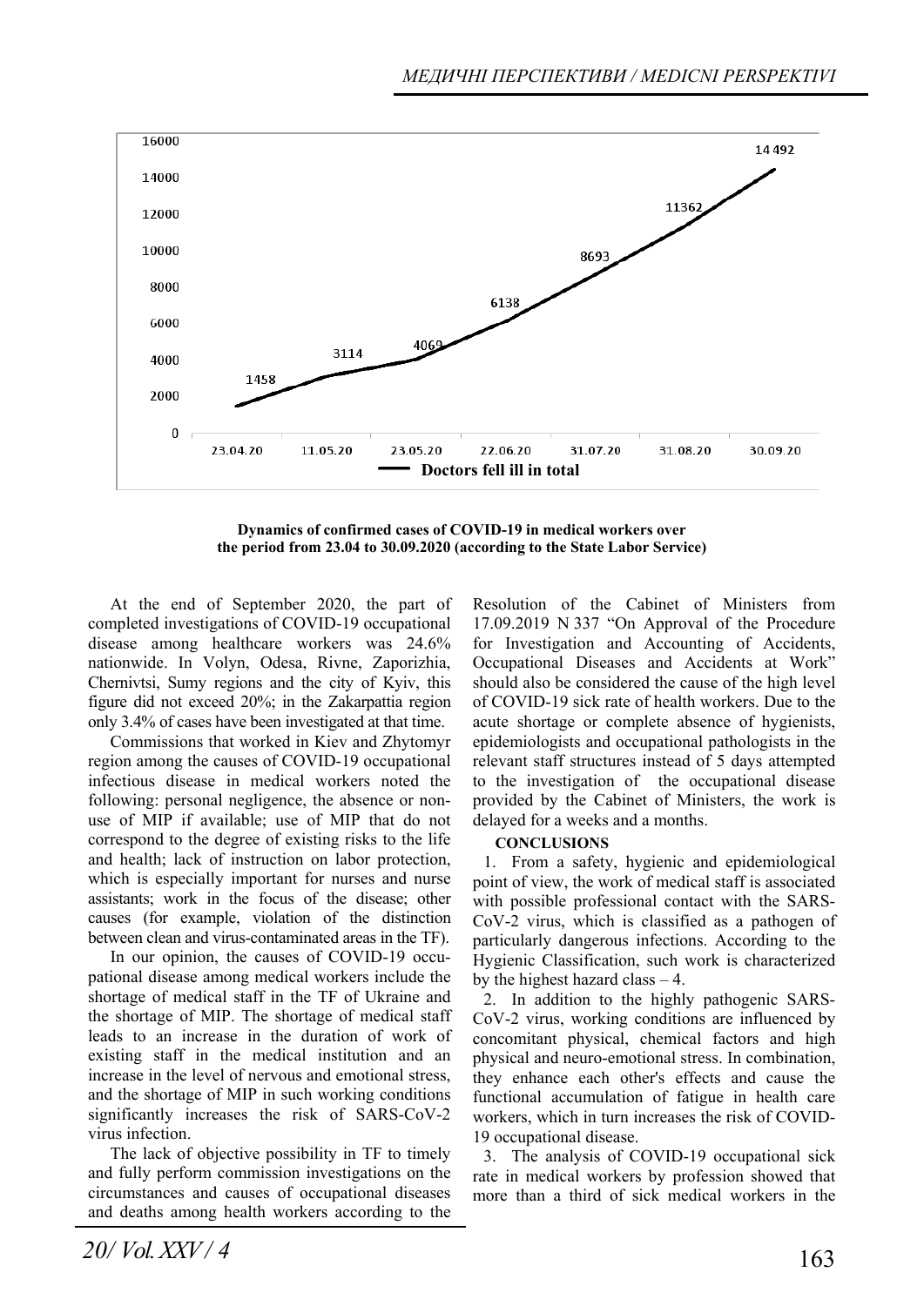Dynamics of confirmed cases of COVID-19 in medical workers over the period from 23.04 to 30.09.2020 (according to the State Labor Service)

At the end of September 2020, the part of completed investigations of COVID-19 occupational disease among healthcare workers was 24.6% nationwide. In Volyn, Odesa, Rivne, Zaporizhia, Chernivtsi, Sumy regions and the city of Kyiv, this figure did not exceed 20%; in the Zakarpattia region only 3.4% of cases have been investigated at that time.

Commissions that worked in Kiev and Zhytomyr region among the causes of COVID-19 occupational infectious disease in medical workers noted the following: personal negligence, the absence or non-use of MIP if available; use of MIP that do not correspond to the degree of existing risks to the life and health; lack of instruction on labor protection, which is especially important for nurses and nurse assistants; work in the focus of the disease; other causes (for example, violation of the distinction between clean and virus-contaminated areas in the TF).

In our opinion, the causes of COVID-19 occupational disease among medical workers include the shortage of medical staff in the TF of Ukraine and the shortage of MIP. The shortage of medical staff leads to an increase in the duration of work of existing staff in the medical institution and an increase in the level of nervous and emotional stress, and the shortage of MIP in such working conditions significantly increases the risk of SARS-CoV-2 virus infection.

The lack of objective possibility in TF to timely and fully perform commission investigations on the circumstances and causes of occupational diseases and deaths among health workers according to the Resolution of the Cabinet of Ministers from 17.09.2019 N 337 "On Approval of the Procedure for Investigation and Accounting of Accidents, Occupational Diseases and Accidents at Work" should also be considered the cause of the high level of COVID-19 sick rate of health workers. Due to the acute shortage or complete absence of hygienists, epidemiologists and occupational pathologists in the relevant staff structures instead of 5 days attempted to the investigation of the occupational disease provided by the Cabinet of Ministers, the work is delayed for a weeks and a months.

**CONCLUSIONS**

1. From a safety, hygienic and epidemiological point of view, the work of medical staff is associated with possible professional contact with the SARS-CoV-2 virus, which is classified as a pathogen of particularly dangerous infections. According to the Hygienic Classification, such work is characterized by the highest hazard class – 4.

2. In addition to the highly pathogenic SARS-CoV-2 virus, working conditions are influenced by concomitant physical, chemical factors and high physical and neuro-emotional stress. In combination, they enhance each other's effects and cause the functional accumulation of fatigue in health care workers, which in turn increases the risk of COVID-19 occupational disease.

3. The analysis of COVID-19 occupational sick rate in medical workers by profession showed that more than a third of sick medical workers in the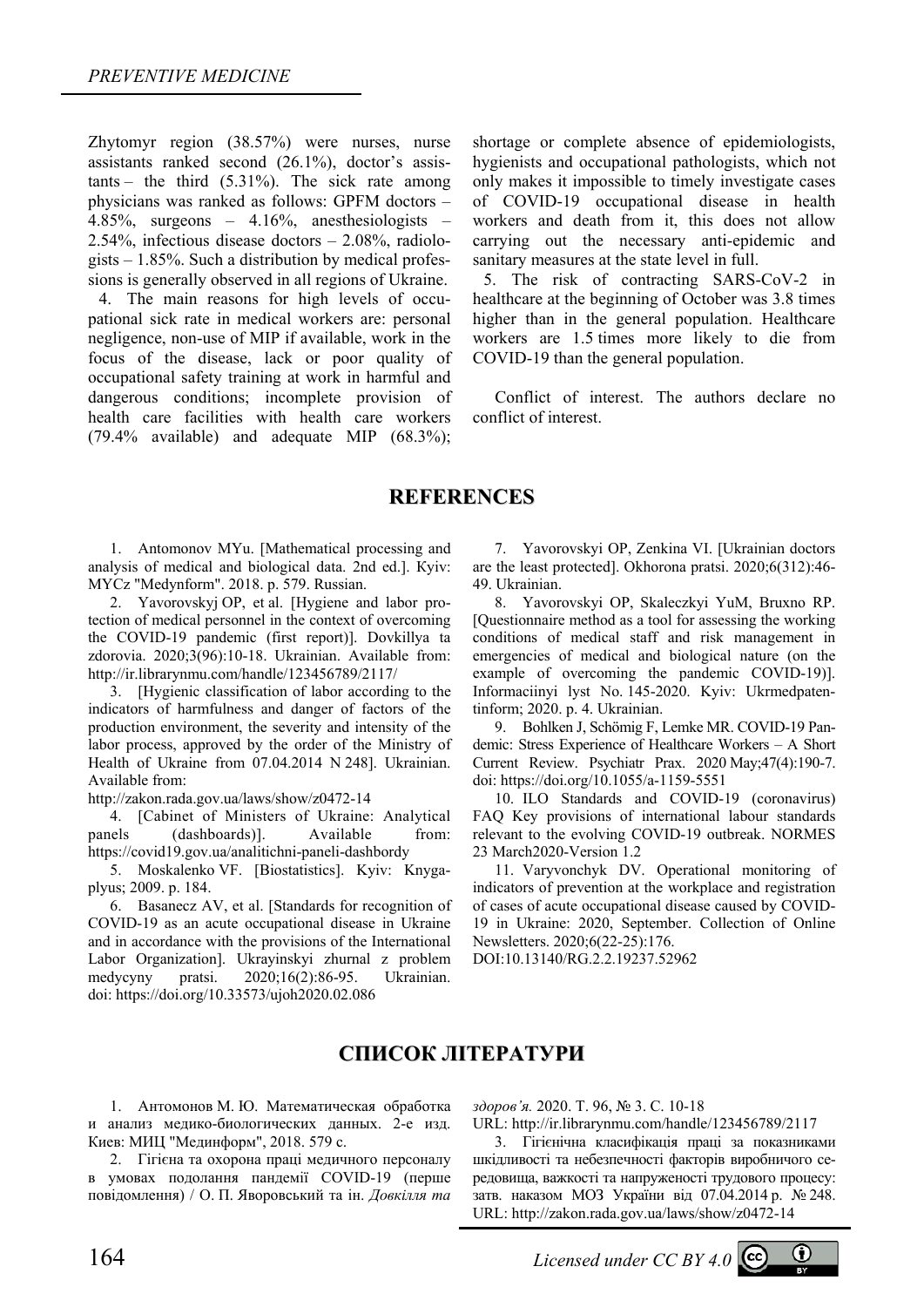Zhytomyr region (38.57%) were nurses, nurse assistants ranked second (26.1%), doctor's assistants – the third (5.31%). The sick rate among physicians was ranked as follows: GPFM doctors – 4.85%, surgeons – 4.16%, anesthesiologists – 2.54%, infectious disease doctors – 2.08%, radiologists – 1.85%. Such a distribution by medical professions is generally observed in all regions of Ukraine.

4. The main reasons for high levels of occupational sick rate in medical workers are: personal negligence, non-use of MIP if available, work in the focus of the disease, lack or poor quality of occupational safety training at work in harmful and dangerous conditions; incomplete provision of health care facilities with health care workers (79.4% available) and adequate MIP (68.3%); shortage or complete absence of epidemiologists, hygienists and occupational pathologists, which not only makes it impossible to timely investigate cases of COVID-19 occupational disease in health workers and death from it, this does not allow carrying out the necessary anti-epidemic and sanitary measures at the state level in full.

5. The risk of contracting SARS-CoV-2 in healthcare at the beginning of October was 3.8 times higher than in the general population. Healthcare workers are 1.5 times more likely to die from COVID-19 than the general population.

Conflict of interest. The authors declare no conflict of interest.

## REFERENCES

1. Antomonov MYu. [Mathematical processing and analysis of medical and biological data. 2nd ed.]. Kyiv: MYCz "Medynform". 2018. p. 579. Russian.
2. Yavorovskyj OP, et al. [Hygiene and labor protection of medical personnel in the context of overcoming the COVID-19 pandemic (first report)]. Dovkillya ta zdorovia. 2020;3(96):10-18. Ukrainian. Available from: http://ir.librarynmu.com/handle/123456789/2117/
3. [Hygienic classification of labor according to the indicators of harmfulness and danger of factors of the production environment, the severity and intensity of the labor process, approved by the order of the Ministry of Health of Ukraine from 07.04.2014 N 248]. Ukrainian. Available from: http://zakon.rada.gov.ua/laws/show/z0472-14
4. [Cabinet of Ministers of Ukraine: Analytical panels (dashboards)]. Available from: https://covid19.gov.ua/analitichni-paneli-dashbordy
5. Moskalenko VF. [Biostatistics]. Kyiv: Knyga-plyus; 2009. p. 184.
6. Basanecz AV, et al. [Standards for recognition of COVID-19 as an acute occupational disease in Ukraine and in accordance with the provisions of the International Labor Organization]. Ukrayinskyi zhurnal z problem medycyny pratsi. 2020;16(2):86-95. Ukrainian. doi: https://doi.org/10.33573/ujoh2020.02.086
7. Yavorovskyi OP, Zenkina VI. [Ukrainian doctors are the least protected]. Okhorona pratsi. 2020;6(312):46-49. Ukrainian.
8. Yavorovskyi OP, Skaleczkyi YuM, Bruxno RP. [Questionnaire method as a tool for assessing the working conditions of medical staff and risk management in emergencies of medical and biological nature (on the example of overcoming the pandemic COVID-19)]. Informaciinyi lyst No. 145-2020. Kyiv: Ukrmedpatentinform; 2020. p. 4. Ukrainian.
9. Bohlken J, Schömig F, Lemke MR. COVID-19 Pandemic: Stress Experience of Healthcare Workers – A Short Current Review. Psychiatr Prax. 2020 May;47(4):190-7. doi: https://doi.org/10.1055/a-1159-5551
10. ILO Standards and COVID-19 (coronavirus) FAQ Key provisions of international labour standards relevant to the evolving COVID-19 outbreak. NORMES 23 March2020-Version 1.2
11. Varyvonchyk DV. Operational monitoring of indicators of prevention at the workplace and registration of cases of acute occupational disease caused by COVID-19 in Ukraine: 2020, September. Collection of Online Newsletters. 2020;6(22-25):176. DOI:10.13140/RG.2.2.19237.52962

## СПИСОК ЛІТЕРАТУРИ

1. Антомонов М. Ю. Математическая обработка и анализ медико-биологических данных. 2-е изд. Киев: МИЦ "Мединформ", 2018. 579 с.
2. Гігієна та охорона праці медичного персоналу в умовах подолання пандемії COVID-19 (перше повідомлення) / О. П. Яворовський та ін. *Довкілля та здоров'я.* 2020. Т. 96, № 3. С. 10-18 URL: http://ir.librarynmu.com/handle/123456789/2117
3. Гігієнічна класифікація праці за показниками шкідливості та небезпечності факторів виробничого середовища, важкості та напруженості трудового процесу: затв. наказом МОЗ України від 07.04.2014 р. № 248. URL: http://zakon.rada.gov.ua/laws/show/z0472-14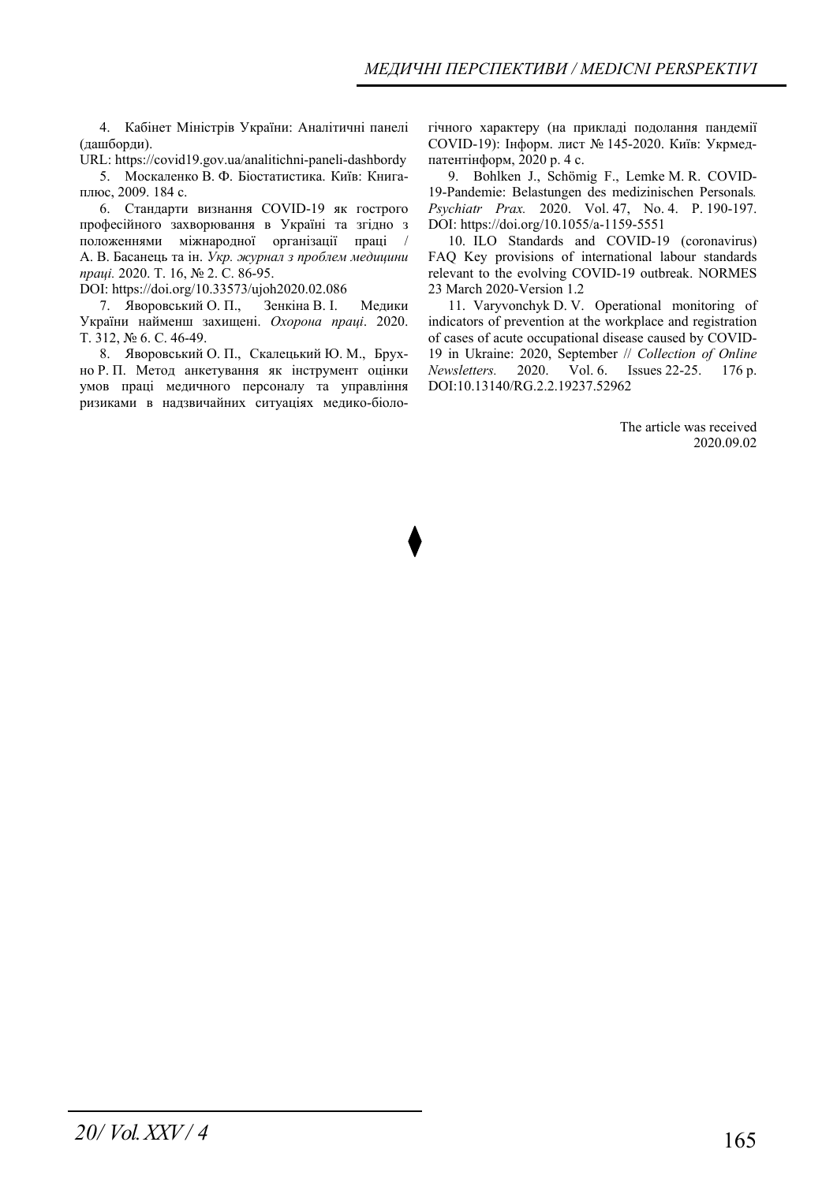4. Кабінет Міністрів України: Аналітичні панелі (дашборди).

URL: https://covid19.gov.ua/analitichni-paneli-dashbordy

5. Москаленко В. Ф. Біостатистика. Київ: Книга-плюс, 2009. 184 с.

6. Стандарти визнання COVID-19 як гострого професійного захворювання в Україні та згідно з положеннями міжнародної організації праці / А. В. Басанець та ін. *Укр. журнал з проблем медицини праці.* 2020. Т. 16, № 2. С. 86-95.

DOI: https://doi.org/10.33573/ujoh2020.02.086

7. Яворовський О. П., Зенкіна В. І. Медики України найменш захищені. *Охорона праці*. 2020. Т. 312, № 6. С. 46-49.

8. Яворовський О. П., Скалецький Ю. М., Брухно Р. П. Метод анкетування як інструмент оцінки умов праці медичного персоналу та управління ризиками в надзвичайних ситуаціях медико-біологічного характеру (на прикладі подолання пандемії COVID-19): Інформ. лист № 145-2020. Київ: Укрмедпатентінформ, 2020 р. 4 с.

9. Bohlken J., Schömig F., Lemke M. R. COVID-19-Pandemie: Belastungen des medizinischen Personals*. Psychiatr Prax.* 2020. Vol. 47, No. 4. P. 190-197. DOI: https://doi.org/10.1055/a-1159-5551

10. ILO Standards and COVID-19 (coronavirus) FAQ Key provisions of international labour standards relevant to the evolving COVID-19 outbreak. NORMES 23 March 2020-Version 1.2

11. Varyvonchyk D. V. Operational monitoring of indicators of prevention at the workplace and registration of cases of acute occupational disease caused by COVID-19 in Ukraine: 2020, September // *Collection of Online Newsletters.* 2020. Vol. 6. Issues 22-25. 176 p. DOI:10.13140/RG.2.2.19237.52962

The article was received
2020.09.02